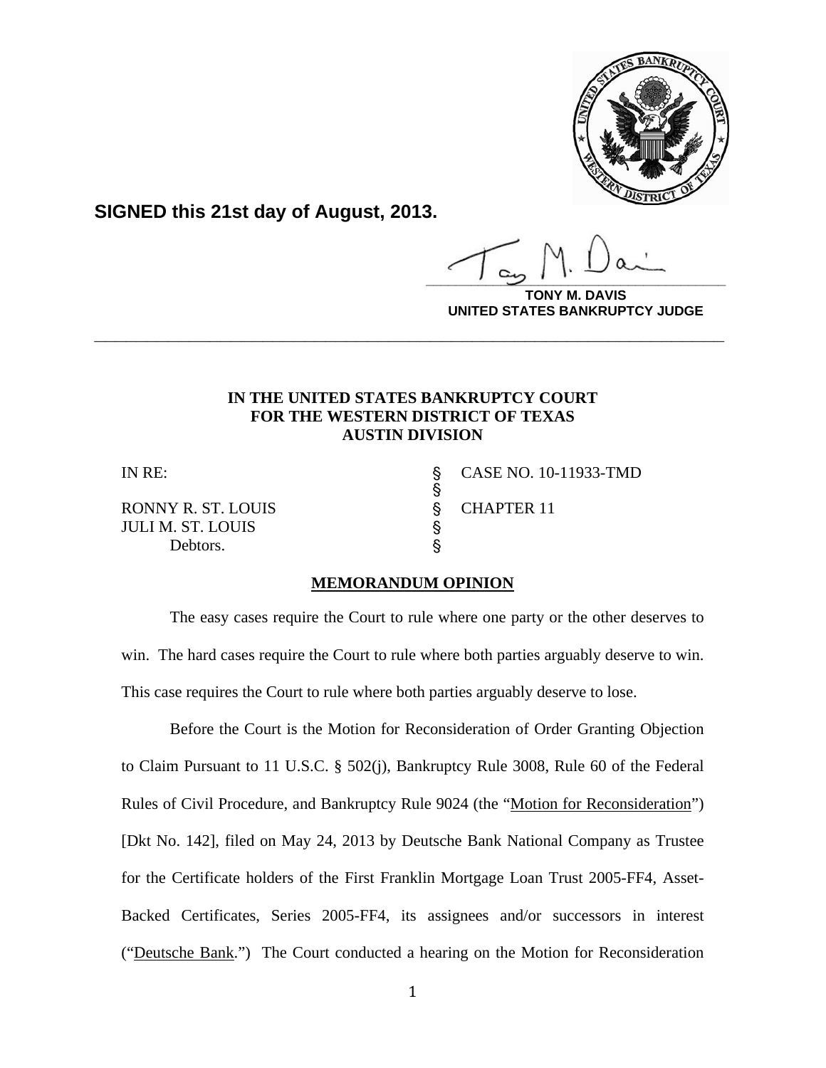**SIGNED this 21st day of August, 2013.**

**TONY M. DAVIS**
**UNITED STATES BANKRUPTCY JUDGE**

---

**IN THE UNITED STATES BANKRUPTCY COURT**
**FOR THE WESTERN DISTRICT OF TEXAS**
**AUSTIN DIVISION**

| | | |
|---|---|---|
| IN RE: | § | CASE NO. 10-11933-TMD |
| | § | |
| RONNY R. ST. LOUIS | § | CHAPTER 11 |
| JULI M. ST. LOUIS | § | |
| Debtors. | § | |

**MEMORANDUM OPINION**

The easy cases require the Court to rule where one party or the other deserves to win. The hard cases require the Court to rule where both parties arguably deserve to win. This case requires the Court to rule where both parties arguably deserve to lose.

Before the Court is the Motion for Reconsideration of Order Granting Objection to Claim Pursuant to 11 U.S.C. § 502(j), Bankruptcy Rule 3008, Rule 60 of the Federal Rules of Civil Procedure, and Bankruptcy Rule 9024 (the "Motion for Reconsideration") [Dkt No. 142], filed on May 24, 2013 by Deutsche Bank National Company as Trustee for the Certificate holders of the First Franklin Mortgage Loan Trust 2005-FF4, Asset-Backed Certificates, Series 2005-FF4, its assignees and/or successors in interest ("Deutsche Bank.") The Court conducted a hearing on the Motion for Reconsideration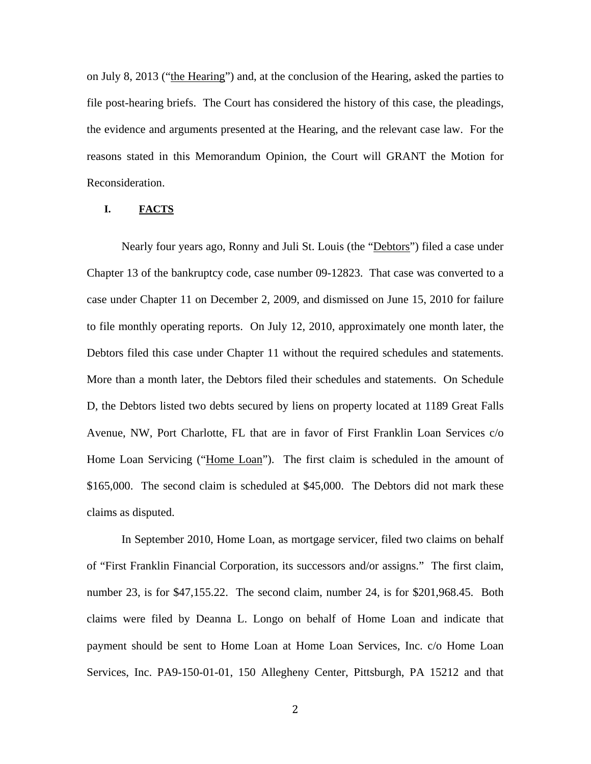on July 8, 2013 ("the Hearing") and, at the conclusion of the Hearing, asked the parties to file post-hearing briefs. The Court has considered the history of this case, the pleadings, the evidence and arguments presented at the Hearing, and the relevant case law. For the reasons stated in this Memorandum Opinion, the Court will GRANT the Motion for Reconsideration.

## I. FACTS

Nearly four years ago, Ronny and Juli St. Louis (the "Debtors") filed a case under Chapter 13 of the bankruptcy code, case number 09-12823. That case was converted to a case under Chapter 11 on December 2, 2009, and dismissed on June 15, 2010 for failure to file monthly operating reports. On July 12, 2010, approximately one month later, the Debtors filed this case under Chapter 11 without the required schedules and statements. More than a month later, the Debtors filed their schedules and statements. On Schedule D, the Debtors listed two debts secured by liens on property located at 1189 Great Falls Avenue, NW, Port Charlotte, FL that are in favor of First Franklin Loan Services c/o Home Loan Servicing ("Home Loan"). The first claim is scheduled in the amount of $165,000. The second claim is scheduled at $45,000. The Debtors did not mark these claims as disputed.

In September 2010, Home Loan, as mortgage servicer, filed two claims on behalf of "First Franklin Financial Corporation, its successors and/or assigns." The first claim, number 23, is for $47,155.22. The second claim, number 24, is for $201,968.45. Both claims were filed by Deanna L. Longo on behalf of Home Loan and indicate that payment should be sent to Home Loan at Home Loan Services, Inc. c/o Home Loan Services, Inc. PA9-150-01-01, 150 Allegheny Center, Pittsburgh, PA 15212 and that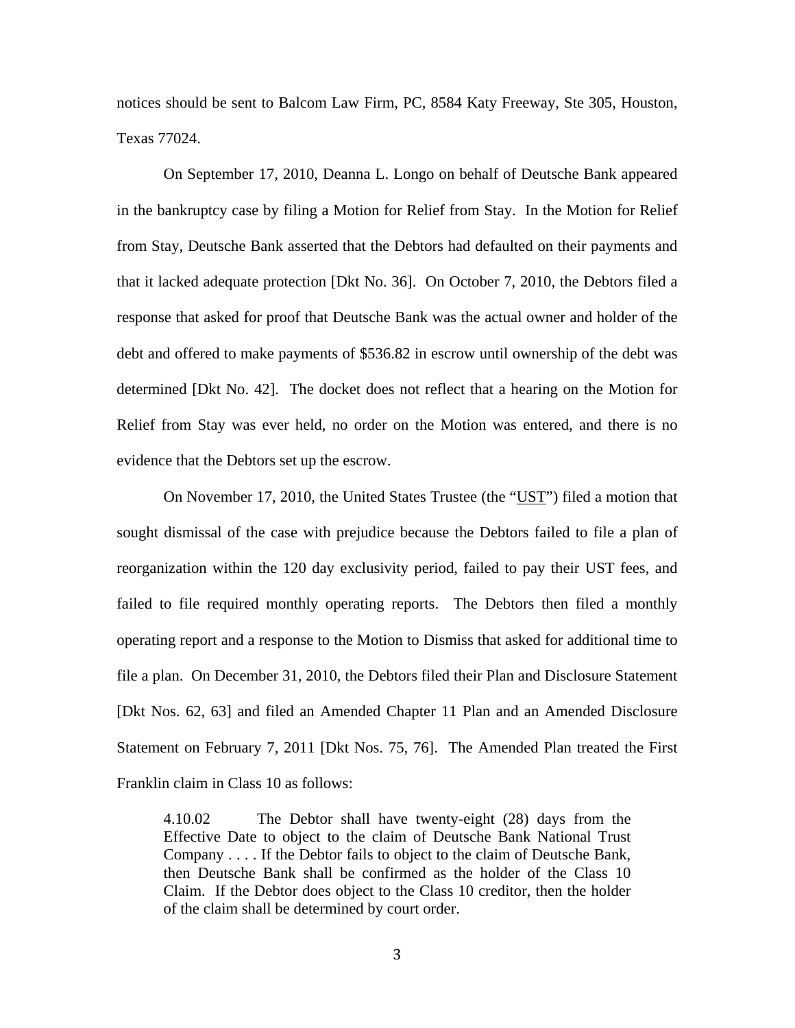notices should be sent to Balcom Law Firm, PC, 8584 Katy Freeway, Ste 305, Houston, Texas 77024.

On September 17, 2010, Deanna L. Longo on behalf of Deutsche Bank appeared in the bankruptcy case by filing a Motion for Relief from Stay. In the Motion for Relief from Stay, Deutsche Bank asserted that the Debtors had defaulted on their payments and that it lacked adequate protection [Dkt No. 36]. On October 7, 2010, the Debtors filed a response that asked for proof that Deutsche Bank was the actual owner and holder of the debt and offered to make payments of $536.82 in escrow until ownership of the debt was determined [Dkt No. 42]. The docket does not reflect that a hearing on the Motion for Relief from Stay was ever held, no order on the Motion was entered, and there is no evidence that the Debtors set up the escrow.

On November 17, 2010, the United States Trustee (the "UST") filed a motion that sought dismissal of the case with prejudice because the Debtors failed to file a plan of reorganization within the 120 day exclusivity period, failed to pay their UST fees, and failed to file required monthly operating reports. The Debtors then filed a monthly operating report and a response to the Motion to Dismiss that asked for additional time to file a plan. On December 31, 2010, the Debtors filed their Plan and Disclosure Statement [Dkt Nos. 62, 63] and filed an Amended Chapter 11 Plan and an Amended Disclosure Statement on February 7, 2011 [Dkt Nos. 75, 76]. The Amended Plan treated the First Franklin claim in Class 10 as follows:

> 4.10.02 The Debtor shall have twenty-eight (28) days from the Effective Date to object to the claim of Deutsche Bank National Trust Company . . . . If the Debtor fails to object to the claim of Deutsche Bank, then Deutsche Bank shall be confirmed as the holder of the Class 10 Claim. If the Debtor does object to the Class 10 creditor, then the holder of the claim shall be determined by court order.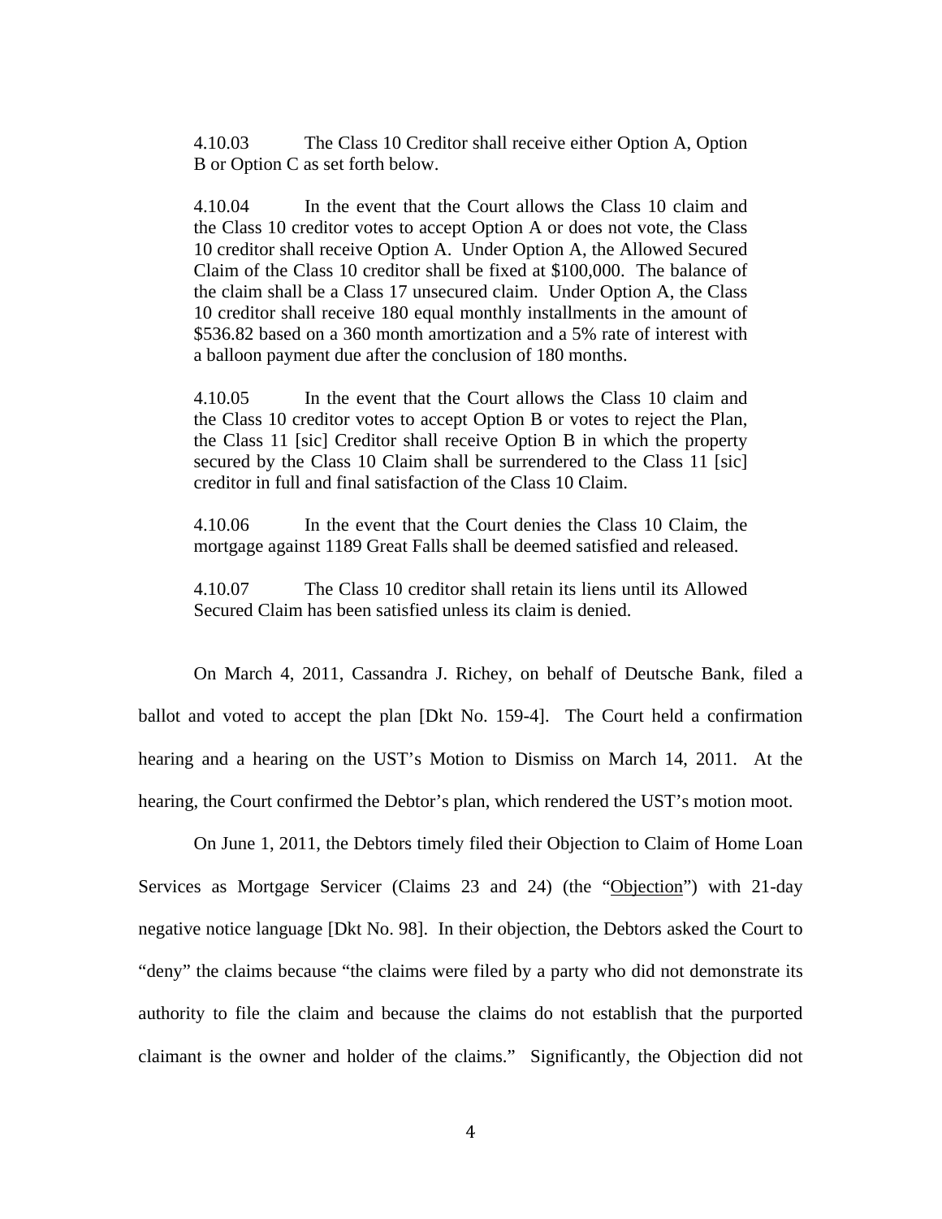4.10.03 The Class 10 Creditor shall receive either Option A, Option B or Option C as set forth below.

4.10.04 In the event that the Court allows the Class 10 claim and the Class 10 creditor votes to accept Option A or does not vote, the Class 10 creditor shall receive Option A. Under Option A, the Allowed Secured Claim of the Class 10 creditor shall be fixed at $100,000. The balance of the claim shall be a Class 17 unsecured claim. Under Option A, the Class 10 creditor shall receive 180 equal monthly installments in the amount of $536.82 based on a 360 month amortization and a 5% rate of interest with a balloon payment due after the conclusion of 180 months.

4.10.05 In the event that the Court allows the Class 10 claim and the Class 10 creditor votes to accept Option B or votes to reject the Plan, the Class 11 [sic] Creditor shall receive Option B in which the property secured by the Class 10 Claim shall be surrendered to the Class 11 [sic] creditor in full and final satisfaction of the Class 10 Claim.

4.10.06 In the event that the Court denies the Class 10 Claim, the mortgage against 1189 Great Falls shall be deemed satisfied and released.

4.10.07 The Class 10 creditor shall retain its liens until its Allowed Secured Claim has been satisfied unless its claim is denied.

On March 4, 2011, Cassandra J. Richey, on behalf of Deutsche Bank, filed a ballot and voted to accept the plan [Dkt No. 159-4]. The Court held a confirmation hearing and a hearing on the UST's Motion to Dismiss on March 14, 2011. At the hearing, the Court confirmed the Debtor's plan, which rendered the UST's motion moot.

On June 1, 2011, the Debtors timely filed their Objection to Claim of Home Loan Services as Mortgage Servicer (Claims 23 and 24) (the "Objection") with 21-day negative notice language [Dkt No. 98]. In their objection, the Debtors asked the Court to "deny" the claims because "the claims were filed by a party who did not demonstrate its authority to file the claim and because the claims do not establish that the purported claimant is the owner and holder of the claims." Significantly, the Objection did not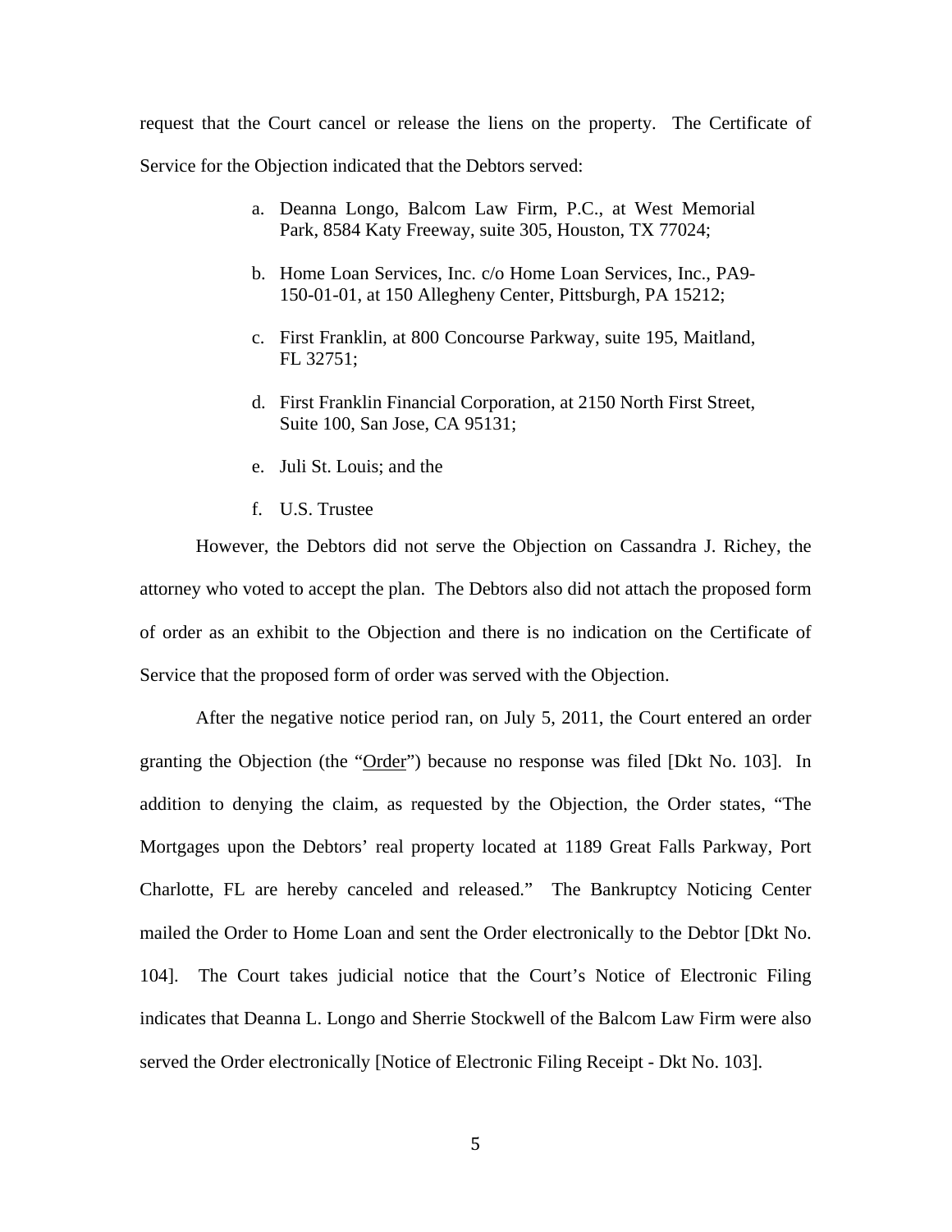request that the Court cancel or release the liens on the property. The Certificate of Service for the Objection indicated that the Debtors served:

a. Deanna Longo, Balcom Law Firm, P.C., at West Memorial Park, 8584 Katy Freeway, suite 305, Houston, TX 77024;

b. Home Loan Services, Inc. c/o Home Loan Services, Inc., PA9-150-01-01, at 150 Allegheny Center, Pittsburgh, PA 15212;

c. First Franklin, at 800 Concourse Parkway, suite 195, Maitland, FL 32751;

d. First Franklin Financial Corporation, at 2150 North First Street, Suite 100, San Jose, CA 95131;

e. Juli St. Louis; and the

f. U.S. Trustee

However, the Debtors did not serve the Objection on Cassandra J. Richey, the attorney who voted to accept the plan. The Debtors also did not attach the proposed form of order as an exhibit to the Objection and there is no indication on the Certificate of Service that the proposed form of order was served with the Objection.

After the negative notice period ran, on July 5, 2011, the Court entered an order granting the Objection (the "Order") because no response was filed [Dkt No. 103]. In addition to denying the claim, as requested by the Objection, the Order states, "The Mortgages upon the Debtors' real property located at 1189 Great Falls Parkway, Port Charlotte, FL are hereby canceled and released." The Bankruptcy Noticing Center mailed the Order to Home Loan and sent the Order electronically to the Debtor [Dkt No. 104]. The Court takes judicial notice that the Court's Notice of Electronic Filing indicates that Deanna L. Longo and Sherrie Stockwell of the Balcom Law Firm were also served the Order electronically [Notice of Electronic Filing Receipt - Dkt No. 103].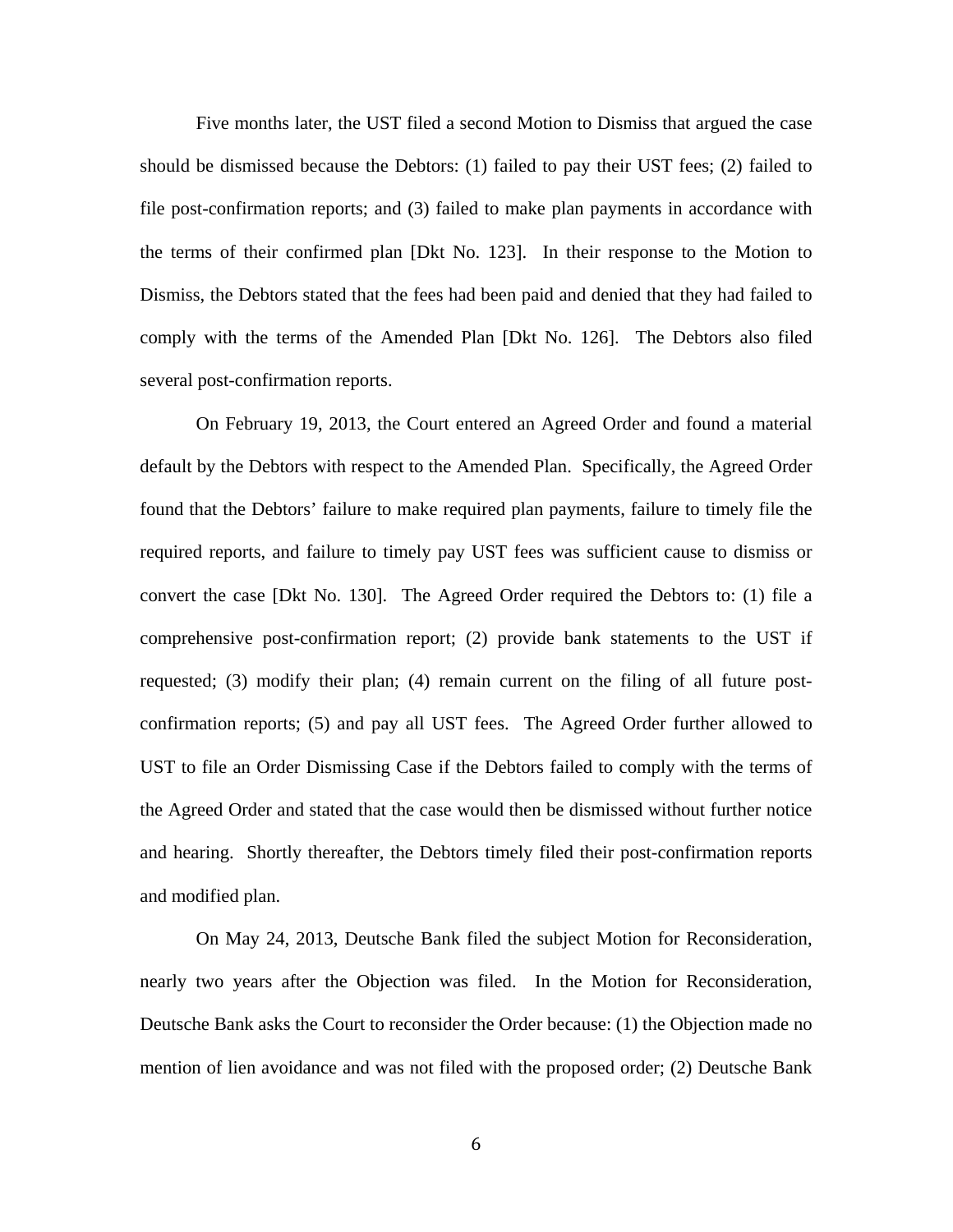Five months later, the UST filed a second Motion to Dismiss that argued the case should be dismissed because the Debtors: (1) failed to pay their UST fees; (2) failed to file post-confirmation reports; and (3) failed to make plan payments in accordance with the terms of their confirmed plan [Dkt No. 123]. In their response to the Motion to Dismiss, the Debtors stated that the fees had been paid and denied that they had failed to comply with the terms of the Amended Plan [Dkt No. 126]. The Debtors also filed several post-confirmation reports.

On February 19, 2013, the Court entered an Agreed Order and found a material default by the Debtors with respect to the Amended Plan. Specifically, the Agreed Order found that the Debtors' failure to make required plan payments, failure to timely file the required reports, and failure to timely pay UST fees was sufficient cause to dismiss or convert the case [Dkt No. 130]. The Agreed Order required the Debtors to: (1) file a comprehensive post-confirmation report; (2) provide bank statements to the UST if requested; (3) modify their plan; (4) remain current on the filing of all future post-confirmation reports; (5) and pay all UST fees. The Agreed Order further allowed to UST to file an Order Dismissing Case if the Debtors failed to comply with the terms of the Agreed Order and stated that the case would then be dismissed without further notice and hearing. Shortly thereafter, the Debtors timely filed their post-confirmation reports and modified plan.

On May 24, 2013, Deutsche Bank filed the subject Motion for Reconsideration, nearly two years after the Objection was filed. In the Motion for Reconsideration, Deutsche Bank asks the Court to reconsider the Order because: (1) the Objection made no mention of lien avoidance and was not filed with the proposed order; (2) Deutsche Bank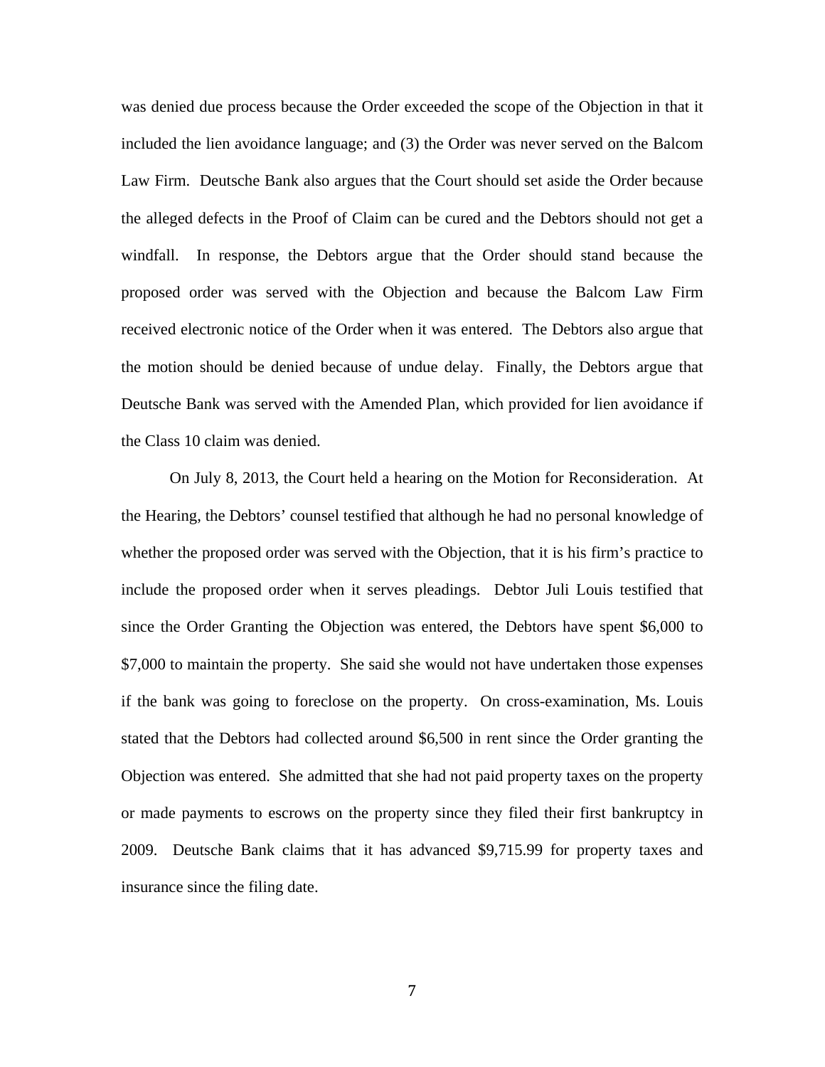was denied due process because the Order exceeded the scope of the Objection in that it included the lien avoidance language; and (3) the Order was never served on the Balcom Law Firm. Deutsche Bank also argues that the Court should set aside the Order because the alleged defects in the Proof of Claim can be cured and the Debtors should not get a windfall. In response, the Debtors argue that the Order should stand because the proposed order was served with the Objection and because the Balcom Law Firm received electronic notice of the Order when it was entered. The Debtors also argue that the motion should be denied because of undue delay. Finally, the Debtors argue that Deutsche Bank was served with the Amended Plan, which provided for lien avoidance if the Class 10 claim was denied.

On July 8, 2013, the Court held a hearing on the Motion for Reconsideration. At the Hearing, the Debtors' counsel testified that although he had no personal knowledge of whether the proposed order was served with the Objection, that it is his firm's practice to include the proposed order when it serves pleadings. Debtor Juli Louis testified that since the Order Granting the Objection was entered, the Debtors have spent \$6,000 to \$7,000 to maintain the property. She said she would not have undertaken those expenses if the bank was going to foreclose on the property. On cross-examination, Ms. Louis stated that the Debtors had collected around \$6,500 in rent since the Order granting the Objection was entered. She admitted that she had not paid property taxes on the property or made payments to escrows on the property since they filed their first bankruptcy in 2009. Deutsche Bank claims that it has advanced \$9,715.99 for property taxes and insurance since the filing date.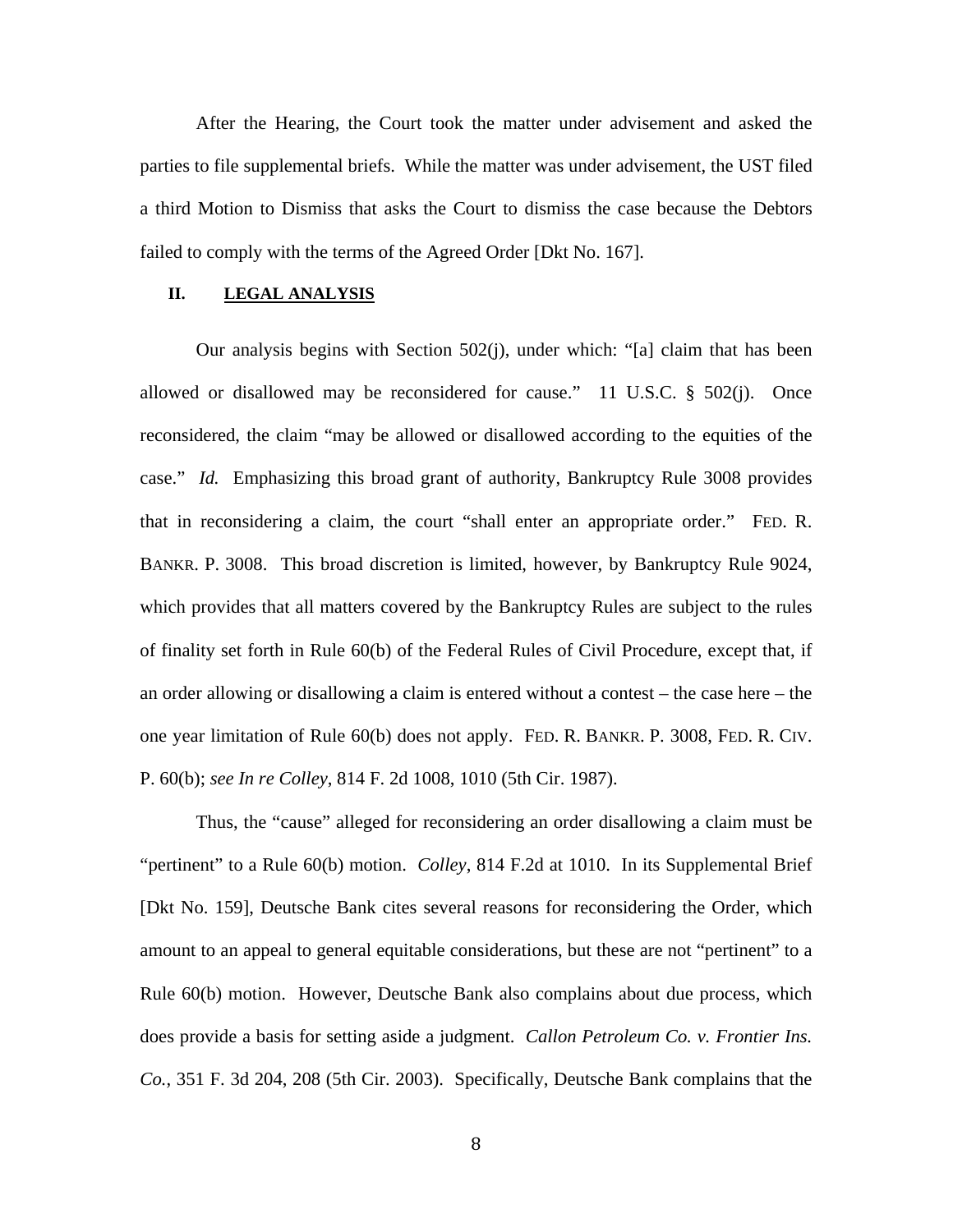After the Hearing, the Court took the matter under advisement and asked the parties to file supplemental briefs. While the matter was under advisement, the UST filed a third Motion to Dismiss that asks the Court to dismiss the case because the Debtors failed to comply with the terms of the Agreed Order [Dkt No. 167].

## II. <u>LEGAL ANALYSIS</u>

Our analysis begins with Section 502(j), under which: "[a] claim that has been allowed or disallowed may be reconsidered for cause." 11 U.S.C. § 502(j). Once reconsidered, the claim "may be allowed or disallowed according to the equities of the case." *Id.* Emphasizing this broad grant of authority, Bankruptcy Rule 3008 provides that in reconsidering a claim, the court "shall enter an appropriate order." FED. R. BANKR. P. 3008. This broad discretion is limited, however, by Bankruptcy Rule 9024, which provides that all matters covered by the Bankruptcy Rules are subject to the rules of finality set forth in Rule 60(b) of the Federal Rules of Civil Procedure, except that, if an order allowing or disallowing a claim is entered without a contest – the case here – the one year limitation of Rule 60(b) does not apply. FED. R. BANKR. P. 3008, FED. R. CIV. P. 60(b); *see In re Colley*, 814 F. 2d 1008, 1010 (5th Cir. 1987).

Thus, the "cause" alleged for reconsidering an order disallowing a claim must be "pertinent" to a Rule 60(b) motion. *Colley*, 814 F.2d at 1010. In its Supplemental Brief [Dkt No. 159], Deutsche Bank cites several reasons for reconsidering the Order, which amount to an appeal to general equitable considerations, but these are not "pertinent" to a Rule 60(b) motion. However, Deutsche Bank also complains about due process, which does provide a basis for setting aside a judgment. *Callon Petroleum Co. v. Frontier Ins. Co.*, 351 F. 3d 204, 208 (5th Cir. 2003). Specifically, Deutsche Bank complains that the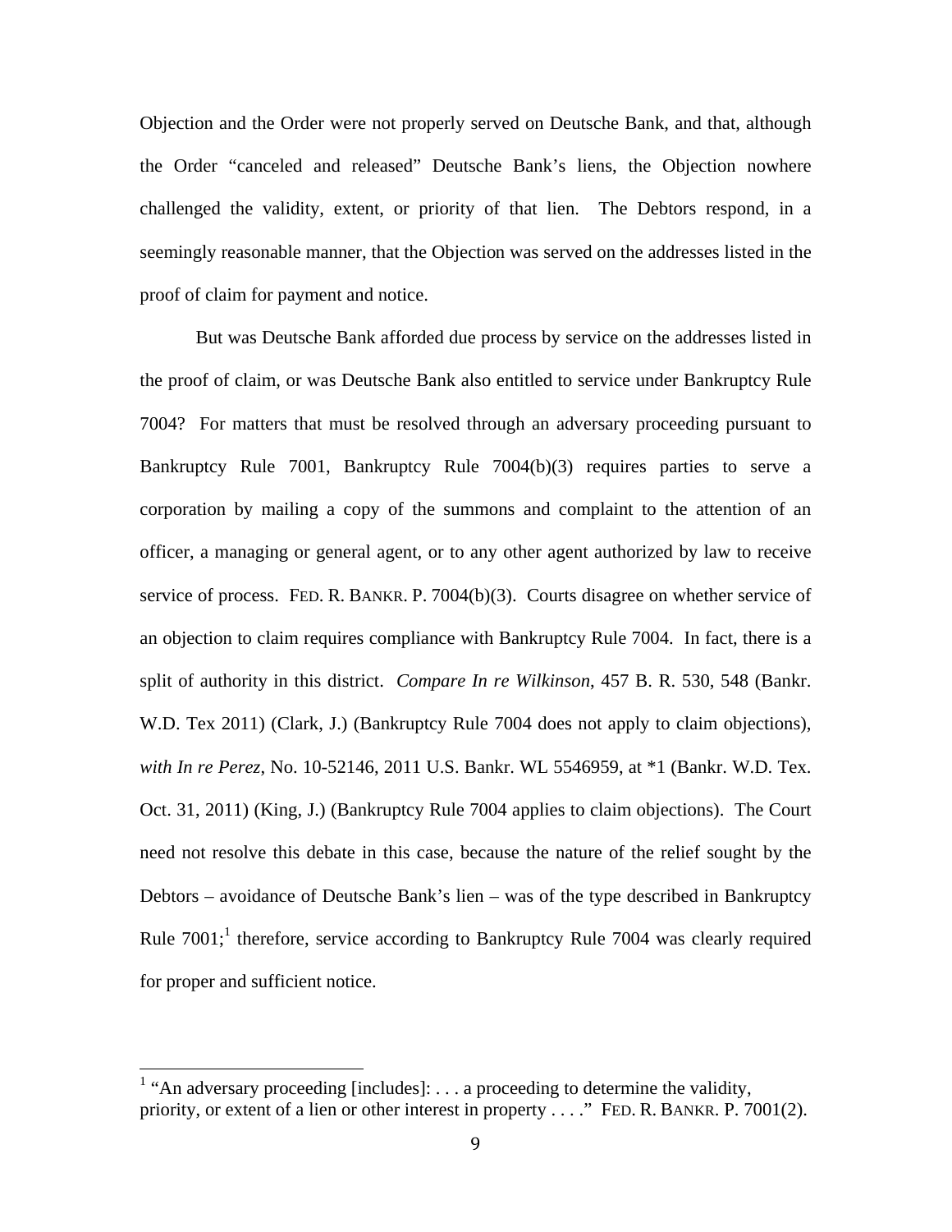Objection and the Order were not properly served on Deutsche Bank, and that, although the Order "canceled and released" Deutsche Bank's liens, the Objection nowhere challenged the validity, extent, or priority of that lien. The Debtors respond, in a seemingly reasonable manner, that the Objection was served on the addresses listed in the proof of claim for payment and notice.

But was Deutsche Bank afforded due process by service on the addresses listed in the proof of claim, or was Deutsche Bank also entitled to service under Bankruptcy Rule 7004? For matters that must be resolved through an adversary proceeding pursuant to Bankruptcy Rule 7001, Bankruptcy Rule 7004(b)(3) requires parties to serve a corporation by mailing a copy of the summons and complaint to the attention of an officer, a managing or general agent, or to any other agent authorized by law to receive service of process. FED. R. BANKR. P. 7004(b)(3). Courts disagree on whether service of an objection to claim requires compliance with Bankruptcy Rule 7004. In fact, there is a split of authority in this district. *Compare In re Wilkinson*, 457 B. R. 530, 548 (Bankr. W.D. Tex 2011) (Clark, J.) (Bankruptcy Rule 7004 does not apply to claim objections), *with In re Perez*, No. 10-52146, 2011 U.S. Bankr. WL 5546959, at *1 (Bankr. W.D. Tex. Oct. 31, 2011) (King, J.) (Bankruptcy Rule 7004 applies to claim objections). The Court need not resolve this debate in this case, because the nature of the relief sought by the Debtors – avoidance of Deutsche Bank's lien – was of the type described in Bankruptcy Rule 7001;[1] therefore, service according to Bankruptcy Rule 7004 was clearly required for proper and sufficient notice.

---

[1] "An adversary proceeding [includes]: . . . a proceeding to determine the validity, priority, or extent of a lien or other interest in property . . . ." FED. R. BANKR. P. 7001(2).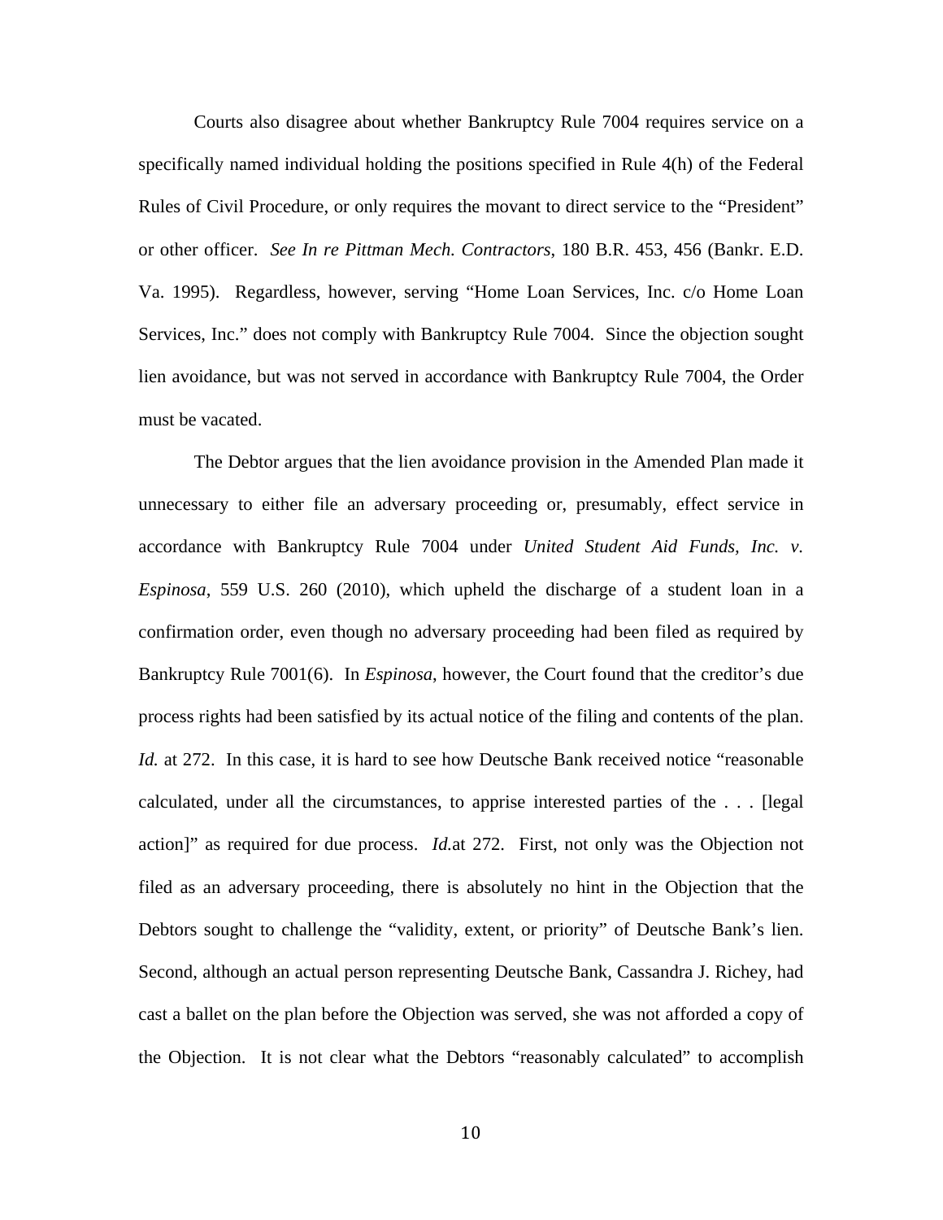Courts also disagree about whether Bankruptcy Rule 7004 requires service on a specifically named individual holding the positions specified in Rule 4(h) of the Federal Rules of Civil Procedure, or only requires the movant to direct service to the "President" or other officer. *See In re Pittman Mech. Contractors*, 180 B.R. 453, 456 (Bankr. E.D. Va. 1995). Regardless, however, serving "Home Loan Services, Inc. c/o Home Loan Services, Inc." does not comply with Bankruptcy Rule 7004. Since the objection sought lien avoidance, but was not served in accordance with Bankruptcy Rule 7004, the Order must be vacated.

The Debtor argues that the lien avoidance provision in the Amended Plan made it unnecessary to either file an adversary proceeding or, presumably, effect service in accordance with Bankruptcy Rule 7004 under *United Student Aid Funds, Inc. v. Espinosa*, 559 U.S. 260 (2010), which upheld the discharge of a student loan in a confirmation order, even though no adversary proceeding had been filed as required by Bankruptcy Rule 7001(6). In *Espinosa*, however, the Court found that the creditor's due process rights had been satisfied by its actual notice of the filing and contents of the plan. *Id.* at 272. In this case, it is hard to see how Deutsche Bank received notice "reasonable calculated, under all the circumstances, to apprise interested parties of the . . . [legal action]" as required for due process. *Id.*at 272. First, not only was the Objection not filed as an adversary proceeding, there is absolutely no hint in the Objection that the Debtors sought to challenge the "validity, extent, or priority" of Deutsche Bank's lien. Second, although an actual person representing Deutsche Bank, Cassandra J. Richey, had cast a ballet on the plan before the Objection was served, she was not afforded a copy of the Objection. It is not clear what the Debtors "reasonably calculated" to accomplish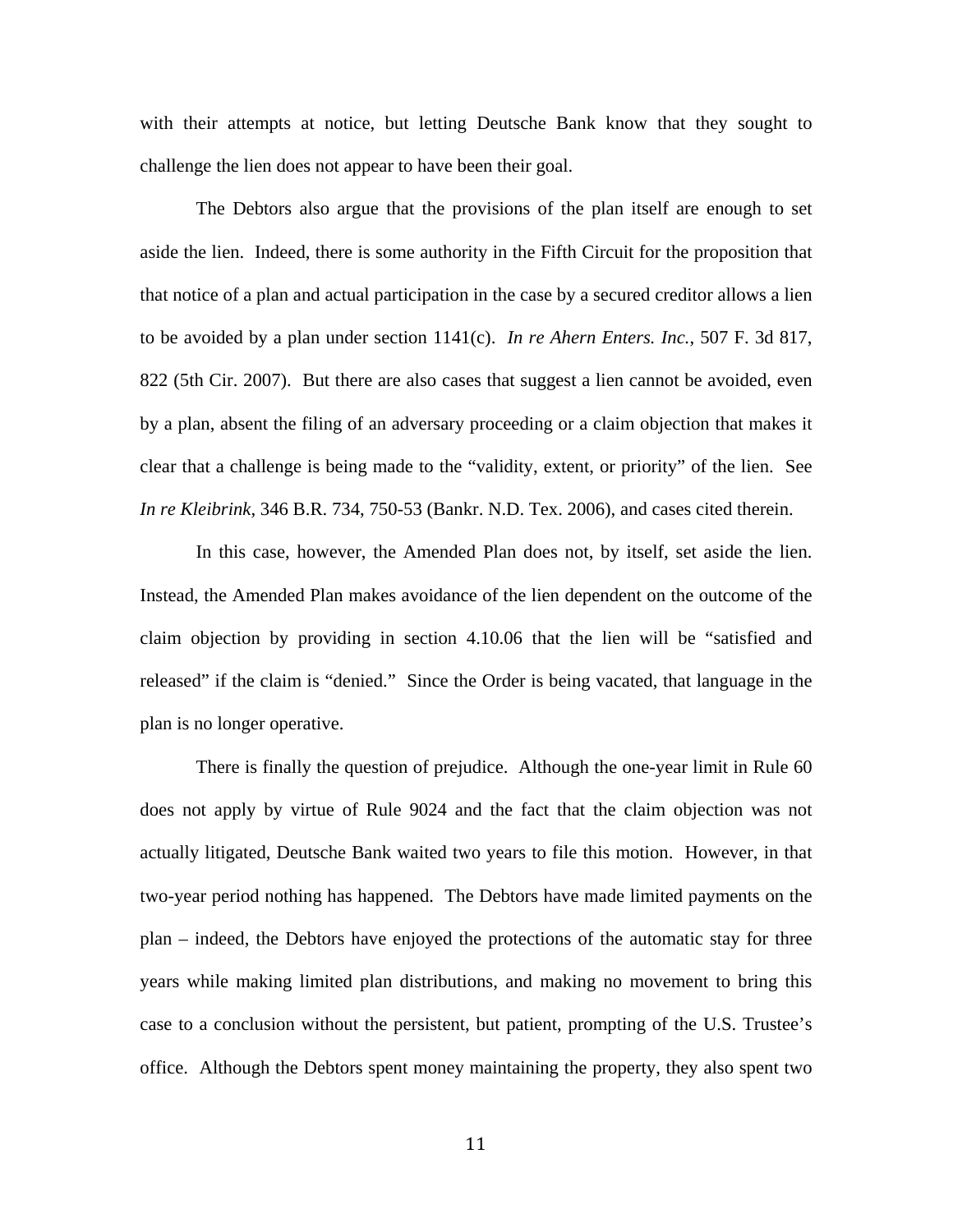with their attempts at notice, but letting Deutsche Bank know that they sought to challenge the lien does not appear to have been their goal.

The Debtors also argue that the provisions of the plan itself are enough to set aside the lien. Indeed, there is some authority in the Fifth Circuit for the proposition that that notice of a plan and actual participation in the case by a secured creditor allows a lien to be avoided by a plan under section 1141(c). *In re Ahern Enters. Inc.*, 507 F. 3d 817, 822 (5th Cir. 2007). But there are also cases that suggest a lien cannot be avoided, even by a plan, absent the filing of an adversary proceeding or a claim objection that makes it clear that a challenge is being made to the "validity, extent, or priority" of the lien. See *In re Kleibrink*, 346 B.R. 734, 750-53 (Bankr. N.D. Tex. 2006), and cases cited therein.

In this case, however, the Amended Plan does not, by itself, set aside the lien. Instead, the Amended Plan makes avoidance of the lien dependent on the outcome of the claim objection by providing in section 4.10.06 that the lien will be "satisfied and released" if the claim is "denied." Since the Order is being vacated, that language in the plan is no longer operative.

There is finally the question of prejudice. Although the one-year limit in Rule 60 does not apply by virtue of Rule 9024 and the fact that the claim objection was not actually litigated, Deutsche Bank waited two years to file this motion. However, in that two-year period nothing has happened. The Debtors have made limited payments on the plan – indeed, the Debtors have enjoyed the protections of the automatic stay for three years while making limited plan distributions, and making no movement to bring this case to a conclusion without the persistent, but patient, prompting of the U.S. Trustee's office. Although the Debtors spent money maintaining the property, they also spent two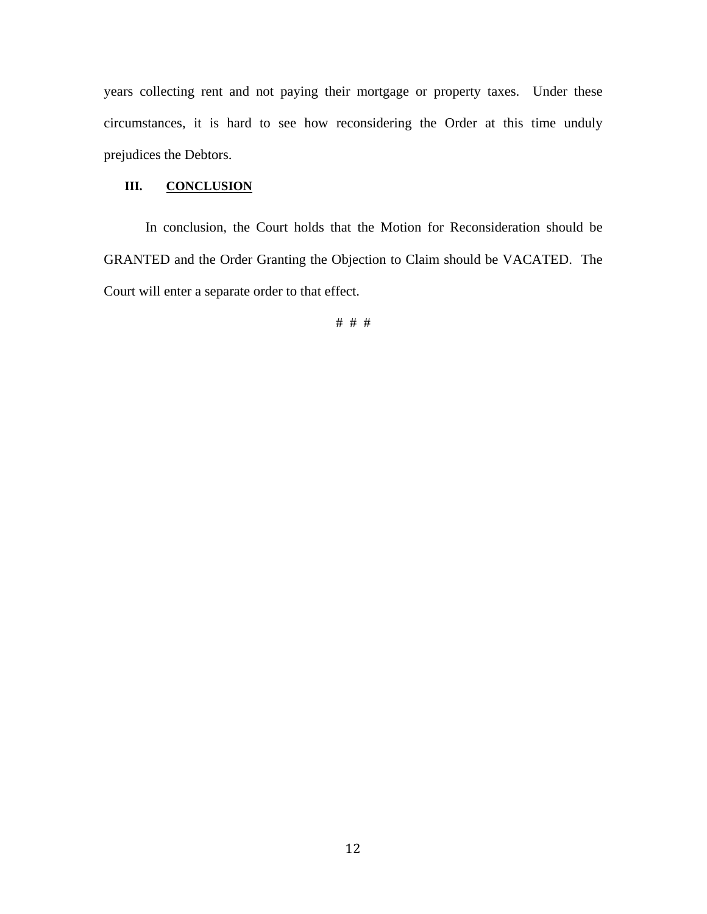years collecting rent and not paying their mortgage or property taxes. Under these circumstances, it is hard to see how reconsidering the Order at this time unduly prejudices the Debtors.

## III. CONCLUSION

In conclusion, the Court holds that the Motion for Reconsideration should be GRANTED and the Order Granting the Objection to Claim should be VACATED. The Court will enter a separate order to that effect.

# # #